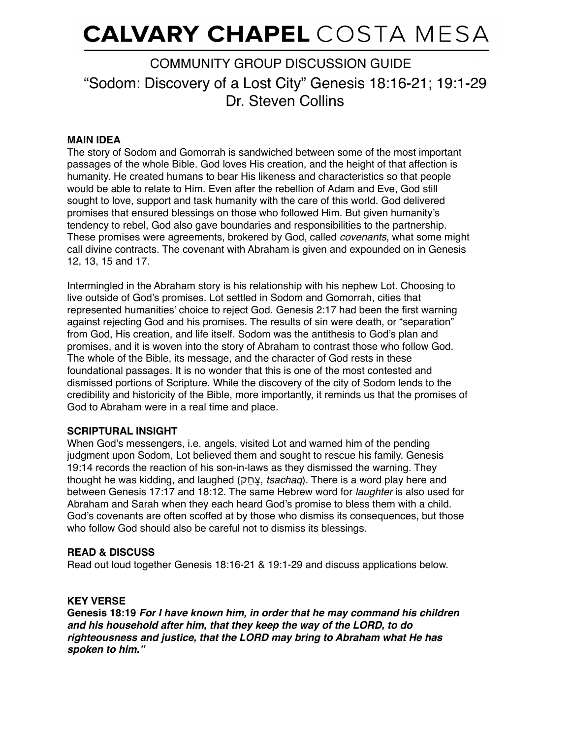# CALVARY CHAPEL COSTA MESA

## COMMUNITY GROUP DISCUSSION GUIDE

## "Sodom: Discovery of a Lost City" Genesis 18:16-21; 19:1-29

## Dr. Steven Collins

**MAIN IDEA**

The story of Sodom and Gomorrah is sandwiched between some of the most important passages of the whole Bible. God loves His creation, and the height of that affection is humanity. He created humans to bear His likeness and characteristics so that people would be able to relate to Him. Even after the rebellion of Adam and Eve, God still sought to love, support and task humanity with the care of this world. God delivered promises that ensured blessings on those who followed Him. But given humanity's tendency to rebel, God also gave boundaries and responsibilities to the partnership. These promises were agreements, brokered by God, called *covenants*, what some might call divine contracts. The covenant with Abraham is given and expounded on in Genesis 12, 13, 15 and 17.

Intermingled in the Abraham story is his relationship with his nephew Lot. Choosing to live outside of God's promises. Lot settled in Sodom and Gomorrah, cities that represented humanities' choice to reject God. Genesis 2:17 had been the first warning against rejecting God and his promises. The results of sin were death, or "separation" from God, His creation, and life itself. Sodom was the antithesis to God's plan and promises, and it is woven into the story of Abraham to contrast those who follow God. The whole of the Bible, its message, and the character of God rests in these foundational passages. It is no wonder that this is one of the most contested and dismissed portions of Scripture. While the discovery of the city of Sodom lends to the credibility and historicity of the Bible, more importantly, it reminds us that the promises of God to Abraham were in a real time and place.

**SCRIPTURAL INSIGHT**

When God's messengers, i.e. angels, visited Lot and warned him of the pending judgment upon Sodom, Lot believed them and sought to rescue his family. Genesis 19:14 records the reaction of his son-in-laws as they dismissed the warning. They thought he was kidding, and laughed (צָחַק, *tsachaq*). There is a word play here and between Genesis 17:17 and 18:12. The same Hebrew word for *laughter* is also used for Abraham and Sarah when they each heard God's promise to bless them with a child. God's covenants are often scoffed at by those who dismiss its consequences, but those who follow God should also be careful not to dismiss its blessings.

**READ & DISCUSS**

Read out loud together Genesis 18:16-21 & 19:1-29 and discuss applications below.

**KEY VERSE**

**Genesis 18:19** ***For I have known him, in order that he may command his children and his household after him, that they keep the way of the LORD, to do righteousness and justice, that the LORD may bring to Abraham what He has spoken to him."***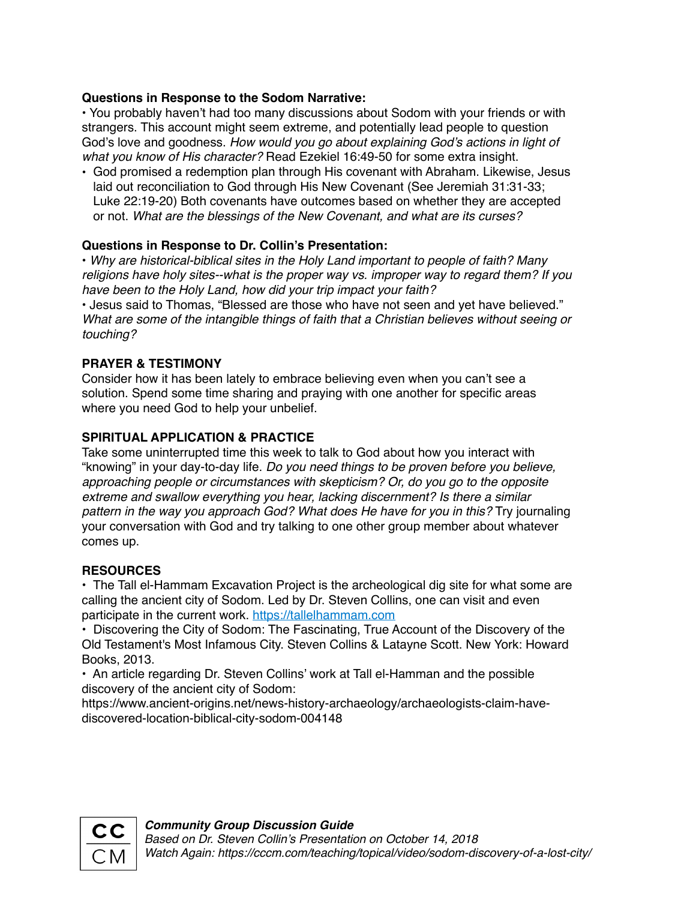**Questions in Response to the Sodom Narrative:**

• You probably haven't had too many discussions about Sodom with your friends or with strangers. This account might seem extreme, and potentially lead people to question God's love and goodness. *How would you go about explaining God's actions in light of what you know of His character?* Read Ezekiel 16:49-50 for some extra insight.

• God promised a redemption plan through His covenant with Abraham. Likewise, Jesus laid out reconciliation to God through His New Covenant (See Jeremiah 31:31-33; Luke 22:19-20) Both covenants have outcomes based on whether they are accepted or not. *What are the blessings of the New Covenant, and what are its curses?*

**Questions in Response to Dr. Collin's Presentation:**

• *Why are historical-biblical sites in the Holy Land important to people of faith? Many religions have holy sites--what is the proper way vs. improper way to regard them? If you have been to the Holy Land, how did your trip impact your faith?*

• Jesus said to Thomas, "Blessed are those who have not seen and yet have believed." *What are some of the intangible things of faith that a Christian believes without seeing or touching?*

**PRAYER & TESTIMONY**

Consider how it has been lately to embrace believing even when you can't see a solution. Spend some time sharing and praying with one another for specific areas where you need God to help your unbelief.

**SPIRITUAL APPLICATION & PRACTICE**

Take some uninterrupted time this week to talk to God about how you interact with "knowing" in your day-to-day life. *Do you need things to be proven before you believe, approaching people or circumstances with skepticism? Or, do you go to the opposite extreme and swallow everything you hear, lacking discernment? Is there a similar pattern in the way you approach God? What does He have for you in this?* Try journaling your conversation with God and try talking to one other group member about whatever comes up.

**RESOURCES**

• The Tall el-Hammam Excavation Project is the archeological dig site for what some are calling the ancient city of Sodom. Led by Dr. Steven Collins, one can visit and even participate in the current work. https://tallelhammam.com

• Discovering the City of Sodom: The Fascinating, True Account of the Discovery of the Old Testament's Most Infamous City. Steven Collins & Latayne Scott. New York: Howard Books, 2013.

• An article regarding Dr. Steven Collins' work at Tall el-Hamman and the possible discovery of the ancient city of Sodom: https://www.ancient-origins.net/news-history-archaeology/archaeologists-claim-have-discovered-location-biblical-city-sodom-004148

CC
CM

***Community Group Discussion Guide***
*Based on Dr. Steven Collin's Presentation on October 14, 2018*
*Watch Again: https://cccm.com/teaching/topical/video/sodom-discovery-of-a-lost-city/*